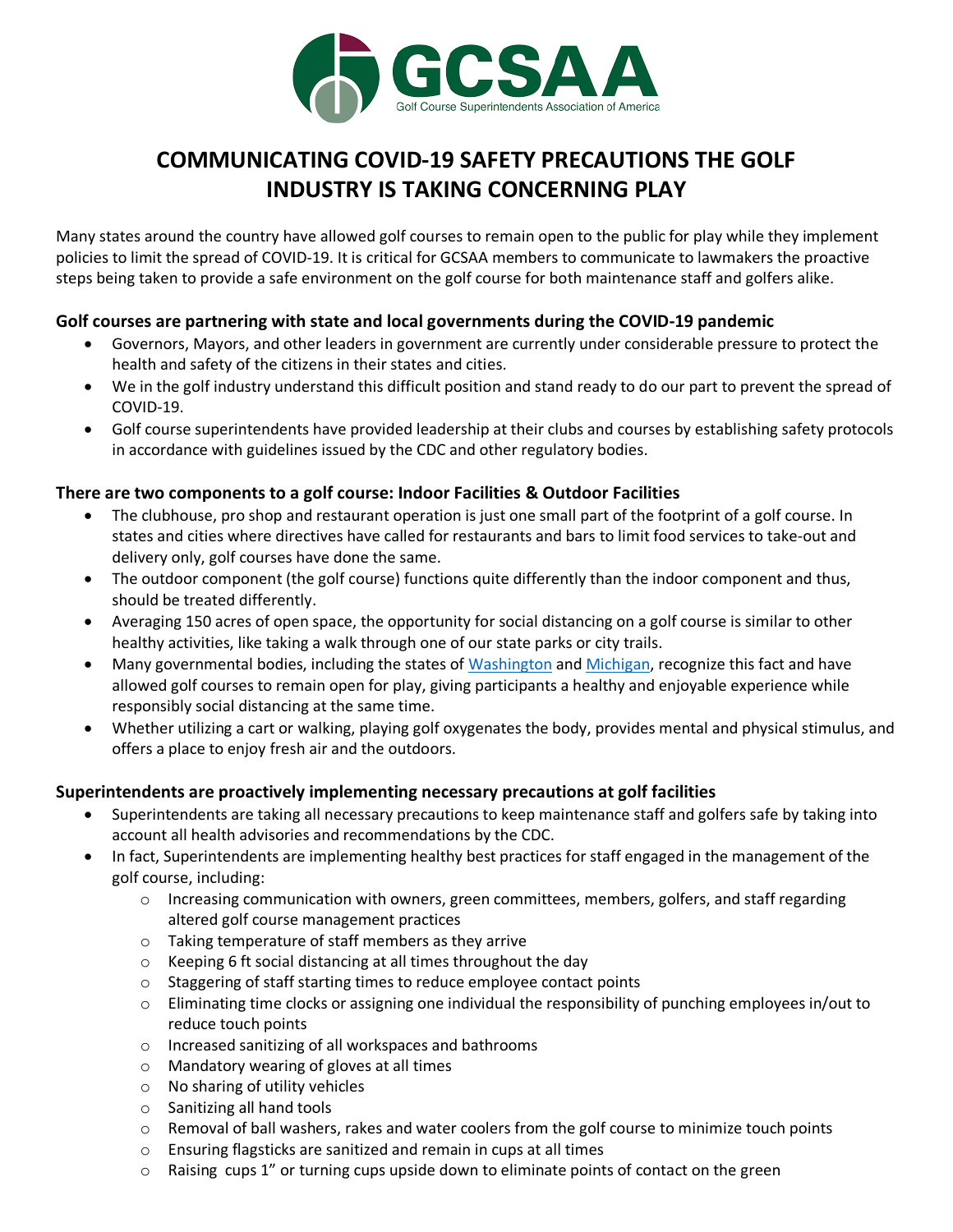GCSAA

Golf Course Superintendents Association of America

# COMMUNICATING COVID-19 SAFETY PRECAUTIONS THE GOLF INDUSTRY IS TAKING CONCERNING PLAY

Many states around the country have allowed golf courses to remain open to the public for play while they implement policies to limit the spread of COVID-19. It is critical for GCSAA members to communicate to lawmakers the proactive steps being taken to provide a safe environment on the golf course for both maintenance staff and golfers alike.

### Golf courses are partnering with state and local governments during the COVID-19 pandemic

- Governors, Mayors, and other leaders in government are currently under considerable pressure to protect the health and safety of the citizens in their states and cities.
- We in the golf industry understand this difficult position and stand ready to do our part to prevent the spread of COVID-19.
- Golf course superintendents have provided leadership at their clubs and courses by establishing safety protocols in accordance with guidelines issued by the CDC and other regulatory bodies.

### There are two components to a golf course: Indoor Facilities & Outdoor Facilities

- The clubhouse, pro shop and restaurant operation is just one small part of the footprint of a golf course. In states and cities where directives have called for restaurants and bars to limit food services to take-out and delivery only, golf courses have done the same.
- The outdoor component (the golf course) functions quite differently than the indoor component and thus, should be treated differently.
- Averaging 150 acres of open space, the opportunity for social distancing on a golf course is similar to other healthy activities, like taking a walk through one of our state parks or city trails.
- Many governmental bodies, including the states of Washington and Michigan, recognize this fact and have allowed golf courses to remain open for play, giving participants a healthy and enjoyable experience while responsibly social distancing at the same time.
- Whether utilizing a cart or walking, playing golf oxygenates the body, provides mental and physical stimulus, and offers a place to enjoy fresh air and the outdoors.

### Superintendents are proactively implementing necessary precautions at golf facilities

- Superintendents are taking all necessary precautions to keep maintenance staff and golfers safe by taking into account all health advisories and recommendations by the CDC.
- In fact, Superintendents are implementing healthy best practices for staff engaged in the management of the golf course, including:
  - Increasing communication with owners, green committees, members, golfers, and staff regarding altered golf course management practices
  - Taking temperature of staff members as they arrive
  - Keeping 6 ft social distancing at all times throughout the day
  - Staggering of staff starting times to reduce employee contact points
  - Eliminating time clocks or assigning one individual the responsibility of punching employees in/out to reduce touch points
  - Increased sanitizing of all workspaces and bathrooms
  - Mandatory wearing of gloves at all times
  - No sharing of utility vehicles
  - Sanitizing all hand tools
  - Removal of ball washers, rakes and water coolers from the golf course to minimize touch points
  - Ensuring flagsticks are sanitized and remain in cups at all times
  - Raising cups 1" or turning cups upside down to eliminate points of contact on the green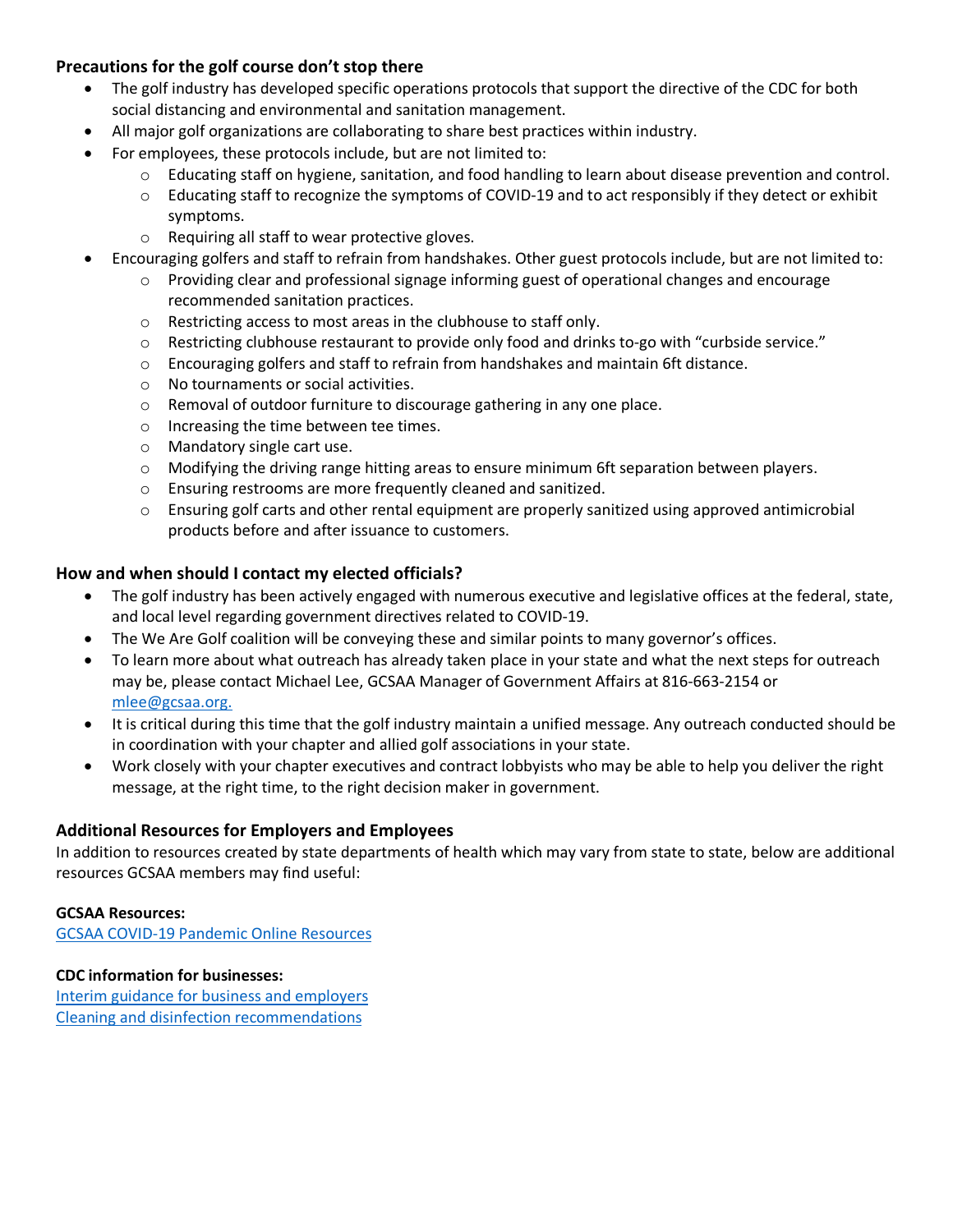### Precautions for the golf course don't stop there

- The golf industry has developed specific operations protocols that support the directive of the CDC for both social distancing and environmental and sanitation management.
- All major golf organizations are collaborating to share best practices within industry.
- For employees, these protocols include, but are not limited to:
  - Educating staff on hygiene, sanitation, and food handling to learn about disease prevention and control.
  - Educating staff to recognize the symptoms of COVID-19 and to act responsibly if they detect or exhibit symptoms.
  - Requiring all staff to wear protective gloves.
- Encouraging golfers and staff to refrain from handshakes. Other guest protocols include, but are not limited to:
  - Providing clear and professional signage informing guest of operational changes and encourage recommended sanitation practices.
  - Restricting access to most areas in the clubhouse to staff only.
  - Restricting clubhouse restaurant to provide only food and drinks to-go with "curbside service."
  - Encouraging golfers and staff to refrain from handshakes and maintain 6ft distance.
  - No tournaments or social activities.
  - Removal of outdoor furniture to discourage gathering in any one place.
  - Increasing the time between tee times.
  - Mandatory single cart use.
  - Modifying the driving range hitting areas to ensure minimum 6ft separation between players.
  - Ensuring restrooms are more frequently cleaned and sanitized.
  - Ensuring golf carts and other rental equipment are properly sanitized using approved antimicrobial products before and after issuance to customers.

### How and when should I contact my elected officials?

- The golf industry has been actively engaged with numerous executive and legislative offices at the federal, state, and local level regarding government directives related to COVID-19.
- The We Are Golf coalition will be conveying these and similar points to many governor's offices.
- To learn more about what outreach has already taken place in your state and what the next steps for outreach may be, please contact Michael Lee, GCSAA Manager of Government Affairs at 816-663-2154 or [mlee@gcsaa.org.](mailto:mlee@gcsaa.org)
- It is critical during this time that the golf industry maintain a unified message. Any outreach conducted should be in coordination with your chapter and allied golf associations in your state.
- Work closely with your chapter executives and contract lobbyists who may be able to help you deliver the right message, at the right time, to the right decision maker in government.

### Additional Resources for Employers and Employees

In addition to resources created by state departments of health which may vary from state to state, below are additional resources GCSAA members may find useful:

**GCSAA Resources:**
GCSAA COVID-19 Pandemic Online Resources

**CDC information for businesses:**
Interim guidance for business and employers
Cleaning and disinfection recommendations